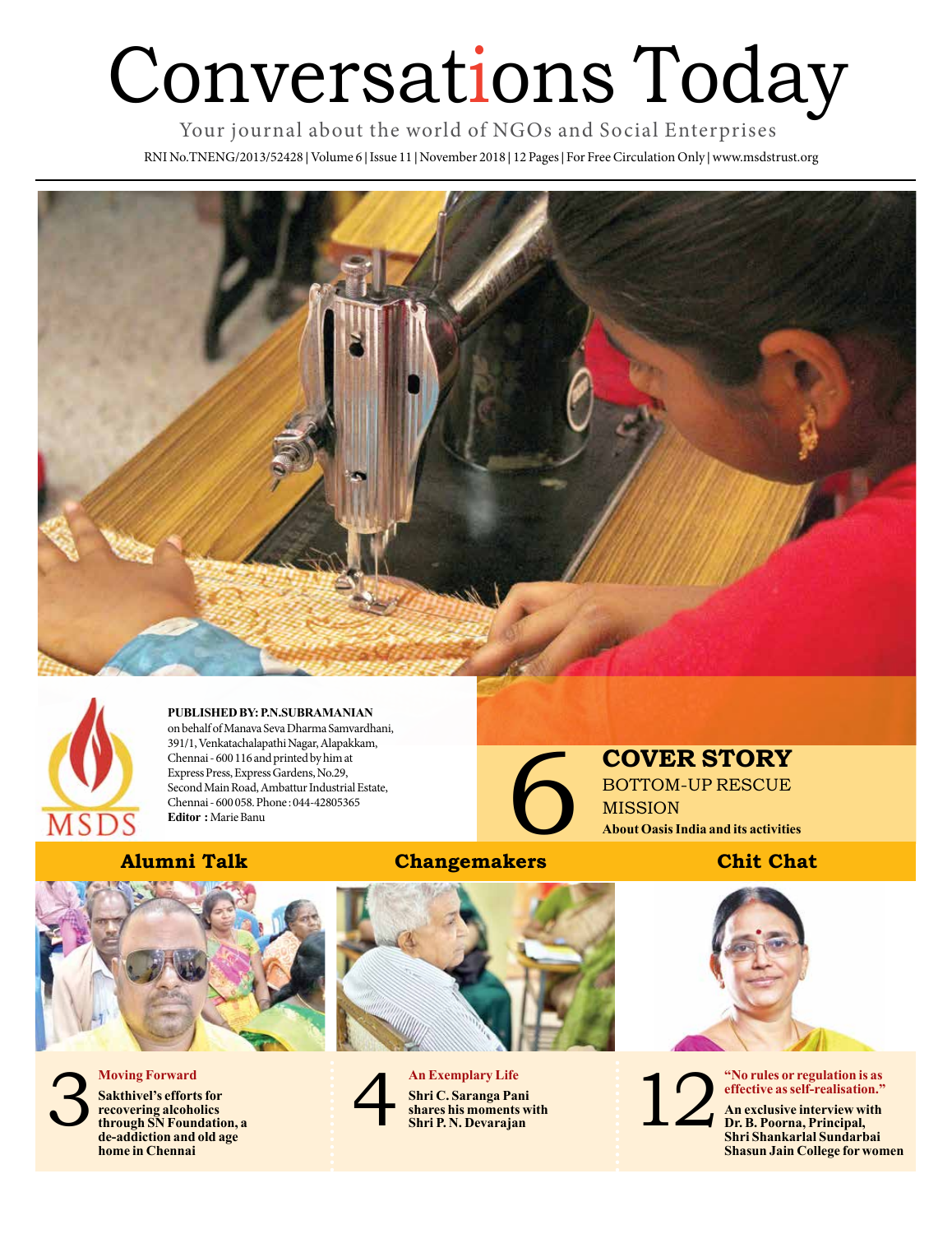# Conversations Today

Your journal about the world of NGOs and Social Enterprises

RNI No.TNENG/2013/52428 | Volume 6 | Issue 11 | November 2018 | 12 Pages | For Free Circulation Only | www.msdstrust.org

MSDS

**PUBLISHED BY: P.N.SUBRAMANIAN** on behalf of Manava Seva Dharma Samvardhani, 391/1, Venkatachalapathi Nagar, Alapakkam, Chennai - 600 116 and printed by him at Express Press, Express Gardens, No.29, Second Main Road, Ambattur Industrial Estate, Chennai - 600 058. Phone : 044-42805365

**Editor :** Marie Banu

## 6 COVER STORY

BOTTOM-UP RESCUE MISSION

**About Oasis India and its activities**

## Alumni Talk

**3 Moving Forward**

**Sakthivel's efforts for recovering alcoholics through SN Foundation, a de-addiction and old age home in Chennai**

## Changemakers

**4 An Exemplary Life**

**Shri C. Saranga Pani shares his moments with Shri P. N. Devarajan**

## Chit Chat

**12 "No rules or regulation is as effective as self-realisation."**

**An exclusive interview with Dr. B. Poorna, Principal, Shri Shankarlal Sundarbai Shasun Jain College for women**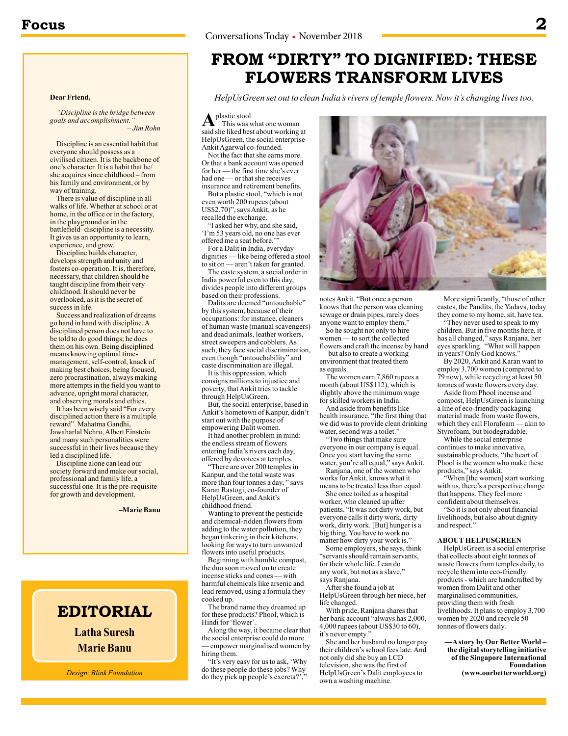# Focus

## Dear Friend,

*"Discipline is the bridge between goals and accomplishment."*
*– Jim Rohn*

Discipline is an essential habit that everyone should possess as a civilised citizen. It is the backbone of one's character. It is a habit that he/she acquires since childhood – from his family and environment, or by way of training.

There is value of discipline in all walks of life. Whether at school or at home, in the office or in the factory, in the playground or in the battlefield–discipline is a necessity. It gives us an opportunity to learn, experience, and grow.

Discipline builds character, develops strength and unity and fosters co-operation. It is, therefore, necessary, that children should be taught discipline from their very childhood. It should never be overlooked, as it is the secret of success in life.

Success and realization of dreams go hand in hand with discipline. A disciplined person does not have to be told to do good things; he does them on his own. Being disciplined means knowing optimal time-management, self-control, knack of making best choices, being focused, zero procrastination, always making more attempts in the field you want to advance, upright moral character, and observing morals and ethics.

It has been wisely said "For every disciplined action there is a multiple reward". Mahatma Gandhi, Jawaharlal Nehru, Albert Einstein and many such personalities were successful in their lives because they led a disciplined life.

Discipline alone can lead our society forward and make our social, professional and family life, a successful one. It is the pre-requisite for growth and development.

**–Marie Banu**

## EDITORIAL

**Latha Suresh**
**Marie Banu**

*Design: Blink Foundation*

# FROM "DIRTY" TO DIGNIFIED: THESE FLOWERS TRANSFORM LIVES

*HelpUsGreen set out to clean India's rivers of temple flowers. Now it's changing lives too.*

A plastic stool.

This was what one woman said she liked best about working at HelpUsGreen, the social enterprise Ankit Agarwal co-founded.

Not the fact that she earns more. Or that a bank account was opened for her — the first time she's ever had one — or that she receives insurance and retirement benefits.

But a plastic stool, "which is not even worth 200 rupees (about US$2.70)", says Ankit, as he recalled the exchange.

"I asked her why, and she said, 'I'm 53 years old, no one has ever offered me a seat before.'"

For a Dalit in India, everyday dignities — like being offered a stool to sit on — aren't taken for granted.

The caste system, a social order in India powerful even to this day, divides people into different groups based on their professions.

Dalits are deemed "untouchable" by this system, because of their occupations: for instance, cleaners of human waste (manual scavengers) and dead animals, leather workers, street sweepers and cobblers. As such, they face social discrimination, even though "untouchability" and caste discrimination are illegal.

It is this oppression, which consigns millions to injustice and poverty, that Ankit tries to tackle through HelpUsGreen.

But, the social enterprise, based in Ankit's hometown of Kanpur, didn't start out with the purpose of empowering Dalit women.

It had another problem in mind: the endless stream of flowers entering India's rivers each day, offered by devotees at temples.

"There are over 200 temples in Kanpur, and the total waste was more than four tonnes a day," says Karan Rastogi, co-founder of HelpUsGreen, and Ankit's childhood friend.

Wanting to prevent the pesticide and chemical-ridden flowers from adding to the water pollution, they began tinkering in their kitchens, looking for ways to turn unwanted flowers into useful products.

Beginning with humble compost, the duo soon moved on to create incense sticks and cones — with harmful chemicals like arsenic and lead removed, using a formula they cooked up.

The brand name they dreamed up for these products? Phool, which is Hindi for 'flower'.

Along the way, it became clear that the social enterprise could do more — empower marginalised women by hiring them.

"It's very easy for us to ask, 'Why do these people do these jobs? Why do they pick up people's excreta?'," notes Ankit. "But once a person knows that the person was cleaning sewage or drain pipes, rarely does anyone want to employ them."

So he sought not only to hire women — to sort the collected flowers and craft the incense by hand — but also to create a working environment that treated them as equals.

The women earn 7,860 rupees a month (about US$112), which is slightly above the minimum wage for skilled workers in India.

And aside from benefits like health insurance, "the first thing that we did was to provide clean drinking water, second was a toilet."

"Two things that make sure everyone in our company is equal. Once you start having the same water, you're all equal," says Ankit.

Ranjana, one of the women who works for Ankit, knows what it means to be treated less than equal.

She once toiled as a hospital worker, who cleaned up after patients. "It was not dirty work, but everyone calls it dirty work, dirty work, dirty work. [But] hunger is a big thing. You have to work no matter how dirty your work is."

Some employers, she says, think "servants should remain servants, for their whole life. I can do any work, but not as a slave," says Ranjana.

After she found a job at HelpUsGreen through her niece, her life changed.

With pride, Ranjana shares that her bank account "always has 2,000, 4,000 rupees (about US$30 to 60), it's never empty."

She and her husband no longer pay their children's school fees late. And not only did she buy an LCD television, she was the first of HelpUsGreen's Dalit employees to own a washing machine.

More significantly, "those of other castes, the Pandits, the Yadavs, today they come to my home, sit, have tea.

"They never used to speak to my children. But in five months here, it has all changed," says Ranjana, her eyes sparkling. "What will happen in years? Only God knows."

By 2020, Ankit and Karan want to employ 3,700 women (compared to 79 now), while recycling at least 50 tonnes of waste flowers every day.

Aside from Phool incense and compost, HelpUsGreen is launching a line of eco-friendly packaging material made from waste flowers, which they call Florafoam — akin to Styrofoam, but biodegradable.

While the social enterprise continues to make innovative, sustainable products, "the heart of Phool is the women who make these products," says Ankit.

"When [the women] start working with us, there's a perspective change that happens. They feel more confident about themselves.

"So it is not only about financial livelihoods, but also about dignity and respect."

### ABOUT HELPUSGREEN

HelpUsGreen is a social enterprise that collects about eight tonnes of waste flowers from temples daily, to recycle them into eco-friendly products - which are handcrafted by women from Dalit and other marginalised communities, providing them with fresh livelihoods. It plans to employ 3,700 women by 2020 and recycle 50 tonnes of flowers daily.

**—A story by Our Better World – the digital storytelling initiative of the Singapore International Foundation (www.ourbetterworld.org)**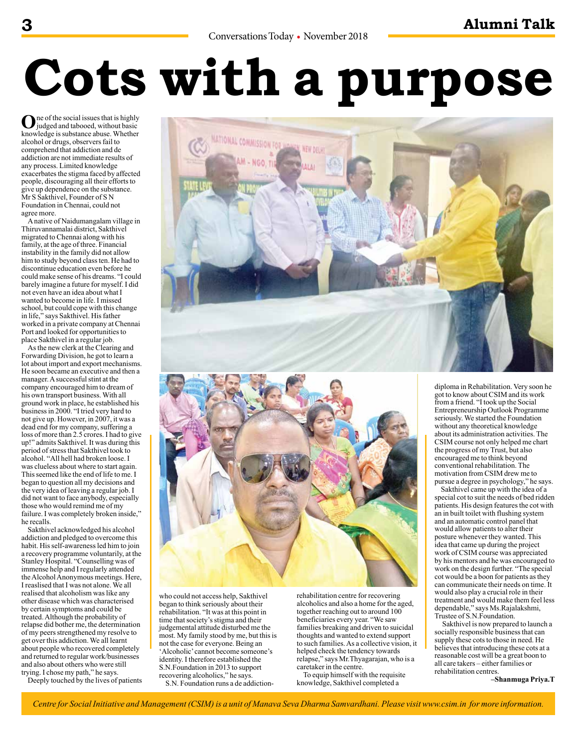# Cots with a purpose

One of the social issues that is highly judged and tabooed, without basic knowledge is substance abuse. Whether alcohol or drugs, observers fail to comprehend that addiction and de addiction are not immediate results of any process. Limited knowledge exacerbates the stigma faced by affected people, discouraging all their efforts to give up dependence on the substance. Mr S Sakthivel, Founder of S N Foundation in Chennai, could not agree more.

A native of Naidumangalam village in Thiruvannamalai district, Sakthivel migrated to Chennai along with his family, at the age of three. Financial instability in the family did not allow him to study beyond class ten. He had to discontinue education even before he could make sense of his dreams. "I could barely imagine a future for myself. I did not even have an idea about what I wanted to become in life. I missed school, but could cope with this change in life," says Sakthivel. His father worked in a private company at Chennai Port and looked for opportunities to place Sakthivel in a regular job.

As the new clerk at the Clearing and Forwarding Division, he got to learn a lot about import and export mechanisms. He soon became an executive and then a manager. A successful stint at the company encouraged him to dream of his own transport business. With all ground work in place, he established his business in 2000. "I tried very hard to not give up. However, in 2007, it was a dead end for my company, suffering a loss of more than 2.5 crores. I had to give up!" admits Sakthivel. It was during this period of stress that Sakthivel took to alcohol. "All hell had broken loose. I was clueless about where to start again. This seemed like the end of life to me. I began to question all my decisions and the very idea of leaving a regular job. I did not want to face anybody, especially those who would remind me of my failure. I was completely broken inside," he recalls.

Sakthivel acknowledged his alcohol addiction and pledged to overcome this habit. His self-awareness led him to join a recovery programme voluntarily, at the Stanley Hospital. "Counselling was of immense help and I regularly attended the Alcohol Anonymous meetings. Here, I reaslised that I was not alone. We all realised that alcoholism was like any other disease which was characterised by certain symptoms and could be treated. Although the probability of relapse did bother me, the determination of my peers strengthened my resolve to get over this addiction. We all learnt about people who recovered completely and returned to regular work/businesses and also about others who were still trying. I chose my path," he says.

Deeply touched by the lives of patients who could not access help, Sakthivel began to think seriously about their rehabilitation. "It was at this point in time that society's stigma and their judgemental attitude disturbed me the most. My family stood by me, but this is not the case for everyone. Being an 'Alcoholic' cannot become someone's identity. I therefore established the S.N.Foundation in 2013 to support recovering alcoholics," he says.

S.N. Foundation runs a de addiction-rehabilitation centre for recovering alcoholics and also a home for the aged, together reaching out to around 100 beneficiaries every year. "We saw families breaking and driven to suicidal thoughts and wanted to extend support to such families. As a collective vision, it helped check the tendency towards relapse," says Mr.Thyagarajan, who is a caretaker in the centre.

To equip himself with the requisite knowledge, Sakthivel completed a diploma in Rehabilitation. Very soon he got to know about CSIM and its work from a friend. "I took up the Social Entrepreneurship Outlook Programme seriously. We started the Foundation without any theoretical knowledge about its administration activities. The CSIM course not only helped me chart the progress of my Trust, but also encouraged me to think beyond conventional rehabilitation. The motivation from CSIM drew me to pursue a degree in psychology," he says.

Sakthivel came up with the idea of a special cot to suit the needs of bed ridden patients. His design features the cot with an in built toilet with flushing system and an automatic control panel that would allow patients to alter their posture whenever they wanted. This idea that came up during the project work of CSIM course was appreciated by his mentors and he was encouraged to work on the design further. "The special cot would be a boon for patients as they can communicate their needs on time. It would also play a crucial role in their treatment and would make them feel less dependable," says Ms.Rajalakshmi, Trustee of S.N.Foundation.

Sakthivel is now prepared to launch a socially responsible business that can supply these cots to those in need. He believes that introducing these cots at a reasonable cost will be a great boon to all care takers – either families or rehabilitation centres.

**–Shanmuga Priya.T**

*Centre for Social Initiative and Management (CSIM) is a unit of Manava Seva Dharma Samvardhani. Please visit www.csim.in for more information.*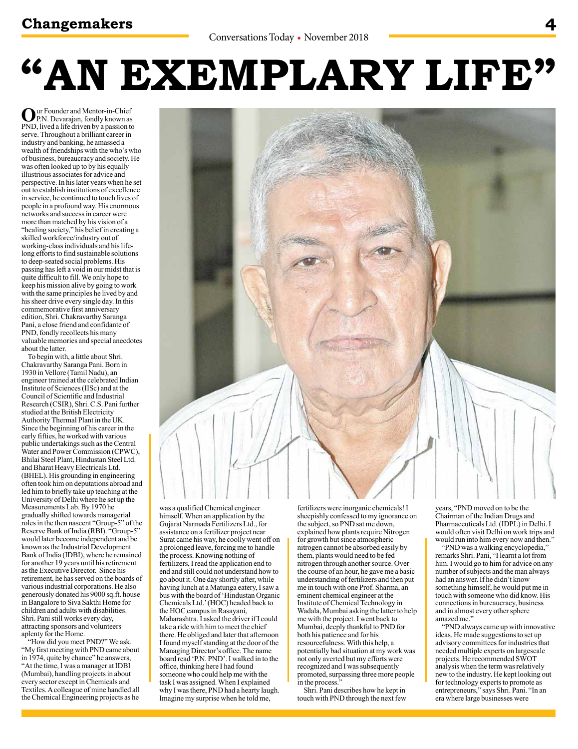# "AN EXEMPLARY LIFE"

Our Founder and Mentor-in-Chief P.N. Devarajan, fondly known as PND, lived a life driven by a passion to serve. Throughout a brilliant career in industry and banking, he amassed a wealth of friendships with the who's who of business, bureaucracy and society. He was often looked up to by his equally illustrious associates for advice and perspective. In his later years when he set out to establish institutions of excellence in service, he continued to touch lives of people in a profound way. His enormous networks and success in career were more than matched by his vision of a "healing society," his belief in creating a skilled workforce/industry out of working-class individuals and his life-long efforts to find sustainable solutions to deep-seated social problems. His passing has left a void in our midst that is quite difficult to fill. We only hope to keep his mission alive by going to work with the same principles he lived by and his sheer drive every single day. In this commemorative first anniversary edition, Shri. Chakravarthy Saranga Pani, a close friend and confidante of PND, fondly recollects his many valuable memories and special anecdotes about the latter.

To begin with, a little about Shri. Chakravarthy Saranga Pani. Born in 1930 in Vellore (Tamil Nadu), an engineer trained at the celebrated Indian Institute of Sciences (IISc) and at the Council of Scientific and Industrial Research (CSIR), Shri. C.S. Pani further studied at the British Electricity Authority Thermal Plant in the UK. Since the beginning of his career in the early fifties, he worked with various public undertakings such as the Central Water and Power Commission (CPWC), Bhilai Steel Plant, Hindustan Steel Ltd. and Bharat Heavy Electricals Ltd. (BHEL). His grounding in engineering often took him on deputations abroad and led him to briefly take up teaching at the University of Delhi where he set up the Measurements Lab. By 1970 he gradually shifted towards managerial roles in the then nascent "Group-5" of the Reserve Bank of India (RBI). "Group-5" would later become independent and be known as the Industrial Development Bank of India (IDBI), where he remained for another 19 years until his retirement as the Executive Director. Since his retirement, he has served on the boards of various industrial corporations. He also generously donated his 9000 sq.ft. house in Bangalore to Siva Sakthi Home for children and adults with disabilities. Shri. Pani still works every day, attracting sponsors and volunteers aplenty for the Home.

"How did you meet PND?" We ask. "My first meeting with PND came about in 1974, quite by chance" he answers, "At the time, I was a manager at IDBI (Mumbai), handling projects in about every sector except in Chemicals and Textiles. A colleague of mine handled all the Chemical Engineering projects as he was a qualified Chemical engineer himself. When an application by the Gujarat Narmada Fertilizers Ltd., for assistance on a fertilizer project near Surat came his way, he coolly went off on a prolonged leave, forcing me to handle the process. Knowing nothing of fertilizers, I read the application end to end and still could not understand how to go about it. One day shortly after, while having lunch at a Matunga eatery, I saw a bus with the board of 'Hindustan Organic Chemicals Ltd.' (HOC) headed back to the HOC campus in Rasayani, Maharashtra. I asked the driver if I could take a ride with him to meet the chief there. He obliged and later that afternoon I found myself standing at the door of the Managing Director's office. The name board read 'P.N. PND'. I walked in to the office, thinking here I had found someone who could help me with the task I was assigned. When I explained why I was there, PND had a hearty laugh. Imagine my surprise when he told me, fertilizers were inorganic chemicals! I sheepishly confessed to my ignorance on the subject, so PND sat me down, explained how plants require Nitrogen for growth but since atmospheric nitrogen cannot be absorbed easily by them, plants would need to be fed nitrogen through another source. Over the course of an hour, he gave me a basic understanding of fertilizers and then put me in touch with one Prof. Sharma, an eminent chemical engineer at the Institute of Chemical Technology in Wadala, Mumbai asking the latter to help me with the project. I went back to Mumbai, deeply thankful to PND for both his patience and for his resourcefulness. With this help, a potentially bad situation at my work was not only averted but my efforts were recognized and I was subsequently promoted, surpassing three more people in the process."

Shri. Pani describes how he kept in touch with PND through the next few years, "PND moved on to be the Chairman of the Indian Drugs and Pharmaceuticals Ltd. (IDPL) in Delhi. I would often visit Delhi on work trips and would run into him every now and then."

"PND was a walking encyclopedia," remarks Shri. Pani, "I learnt a lot from him. I would go to him for advice on any number of subjects and the man always had an answer. If he didn't know something himself, he would put me in touch with someone who did know. His connections in bureaucracy, business and in almost every other sphere amazed me."

"PND always came up with innovative ideas. He made suggestions to set up advisory committees for industries that needed multiple experts on largescale projects. He recommended SWOT analysis when the term was relatively new to the industry. He kept looking out for technology experts to promote as entrepreneurs," says Shri. Pani. "In an era where large businesses were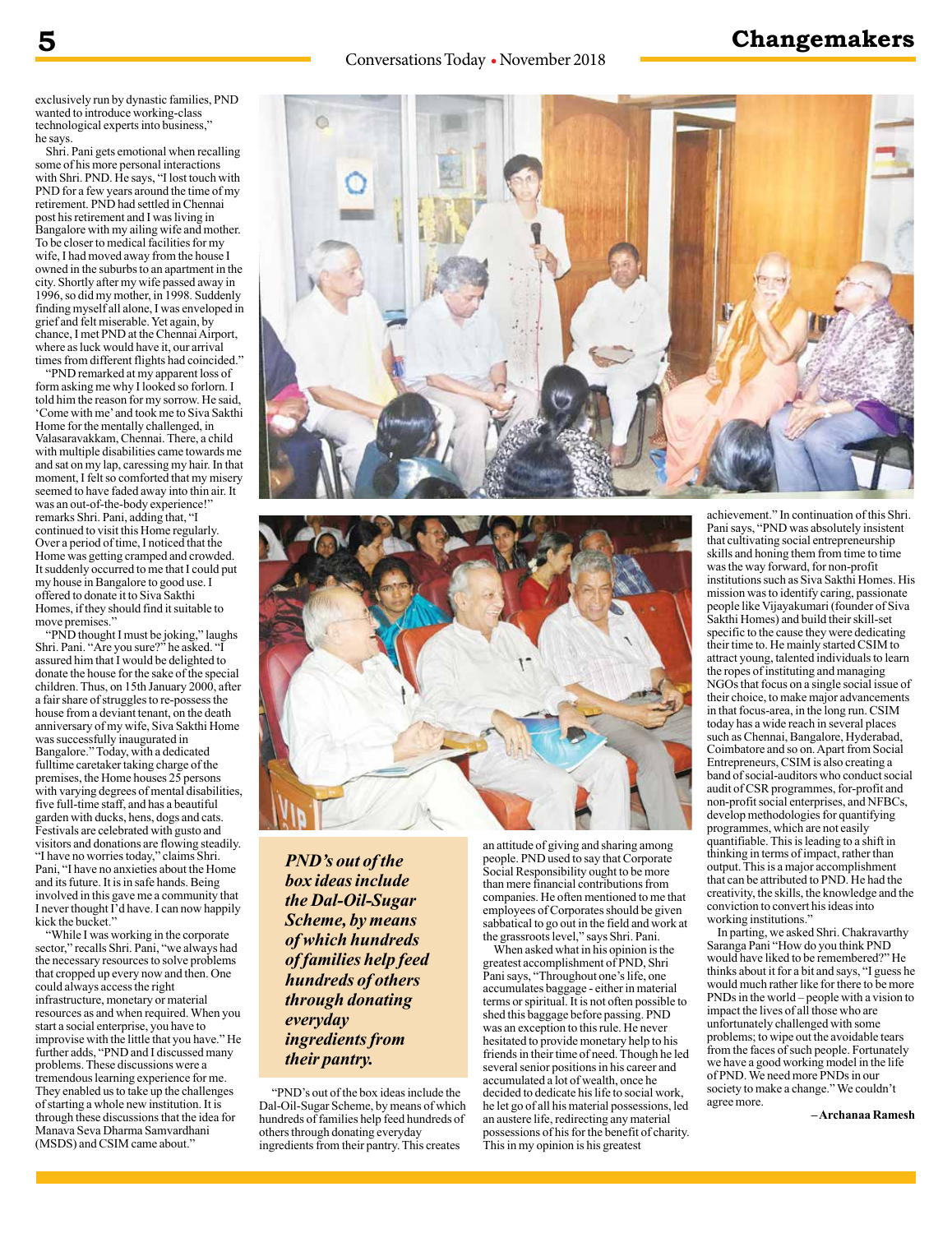exclusively run by dynastic families, PND wanted to introduce working-class technological experts into business," he says.

Shri. Pani gets emotional when recalling some of his more personal interactions with Shri. PND. He says, "I lost touch with PND for a few years around the time of my retirement. PND had settled in Chennai post his retirement and I was living in Bangalore with my ailing wife and mother. To be closer to medical facilities for my wife, I had moved away from the house I owned in the suburbs to an apartment in the city. Shortly after my wife passed away in 1996, so did my mother, in 1998. Suddenly finding myself all alone, I was enveloped in grief and felt miserable. Yet again, by chance, I met PND at the Chennai Airport, where as luck would have it, our arrival times from different flights had coincided."

"PND remarked at my apparent loss of form asking me why I looked so forlorn. I told him the reason for my sorrow. He said, 'Come with me' and took me to Siva Sakthi Home for the mentally challenged, in Valasaravakkam, Chennai. There, a child with multiple disabilities came towards me and sat on my lap, caressing my hair. In that moment, I felt so comforted that my misery seemed to have faded away into thin air. It was an out-of-the-body experience!" remarks Shri. Pani, adding that, "I continued to visit this Home regularly. Over a period of time, I noticed that the Home was getting cramped and crowded. It suddenly occurred to me that I could put my house in Bangalore to good use. I offered to donate it to Siva Sakthi Homes, if they should find it suitable to move premises."

"PND thought I must be joking," laughs Shri. Pani. "Are you sure?" he asked. "I assured him that I would be delighted to donate the house for the sake of the special children. Thus, on 15th January 2000, after a fair share of struggles to re-possess the house from a deviant tenant, on the death anniversary of my wife, Siva Sakthi Home was successfully inaugurated in Bangalore." Today, with a dedicated fulltime caretaker taking charge of the premises, the Home houses 25 persons with varying degrees of mental disabilities, five full-time staff, and has a beautiful garden with ducks, hens, dogs and cats. Festivals are celebrated with gusto and visitors and donations are flowing steadily. "I have no worries today," claims Shri. Pani, "I have no anxieties about the Home and its future. It is in safe hands. Being involved in this gave me a community that I never thought I'd have. I can now happily kick the bucket."

"While I was working in the corporate sector," recalls Shri. Pani, "we always had the necessary resources to solve problems that cropped up every now and then. One could always access the right infrastructure, monetary or material resources as and when required. When you start a social enterprise, you have to improvise with the little that you have." He further adds, "PND and I discussed many problems. These discussions were a tremendous learning experience for me. They enabled us to take up the challenges of starting a whole new institution. It is through these discussions that the idea for Manava Seva Dharma Samvardhani (MSDS) and CSIM came about."

***PND's out of the box ideas include the Dal-Oil-Sugar Scheme, by means of which hundreds of families help feed hundreds of others through donating everyday ingredients from their pantry.***

"PND's out of the box ideas include the Dal-Oil-Sugar Scheme, by means of which hundreds of families help feed hundreds of others through donating everyday ingredients from their pantry. This creates an attitude of giving and sharing among people. PND used to say that Corporate Social Responsibility ought to be more than mere financial contributions from companies. He often mentioned to me that employees of Corporates should be given sabbatical to go out in the field and work at the grassroots level," says Shri. Pani.

When asked what in his opinion is the greatest accomplishment of PND, Shri Pani says, "Throughout one's life, one accumulates baggage - either in material terms or spiritual. It is not often possible to shed this baggage before passing. PND was an exception to this rule. He never hesitated to provide monetary help to his friends in their time of need. Though he led several senior positions in his career and accumulated a lot of wealth, once he decided to dedicate his life to social work, he let go of all his material possessions, led an austere life, redirecting any material possessions of his for the benefit of charity. This in my opinion is his greatest achievement." In continuation of this Shri. Pani says, "PND was absolutely insistent that cultivating social entrepreneurship skills and honing them from time to time was the way forward, for non-profit institutions such as Siva Sakthi Homes. His mission was to identify caring, passionate people like Vijayakumari (founder of Siva Sakthi Homes) and build their skill-set specific to the cause they were dedicating their time to. He mainly started CSIM to attract young, talented individuals to learn the ropes of instituting and managing NGOs that focus on a single social issue of their choice, to make major advancements in that focus-area, in the long run. CSIM today has a wide reach in several places such as Chennai, Bangalore, Hyderabad, Coimbatore and so on. Apart from Social Entrepreneurs, CSIM is also creating a band of social-auditors who conduct social audit of CSR programmes, for-profit and non-profit social enterprises, and NFBCs, develop methodologies for quantifying programmes, which are not easily quantifiable. This is leading to a shift in thinking in terms of impact, rather than output. This is a major accomplishment that can be attributed to PND. He had the creativity, the skills, the knowledge and the conviction to convert his ideas into working institutions."

In parting, we asked Shri. Chakravarthy Saranga Pani "How do you think PND would have liked to be remembered?" He thinks about it for a bit and says, "I guess he would much rather like for there to be more PNDs in the world – people with a vision to impact the lives of all those who are unfortunately challenged with some problems; to wipe out the avoidable tears from the faces of such people. Fortunately we have a good working model in the life of PND. We need more PNDs in our society to make a change." We couldn't agree more.

**– Archanaa Ramesh**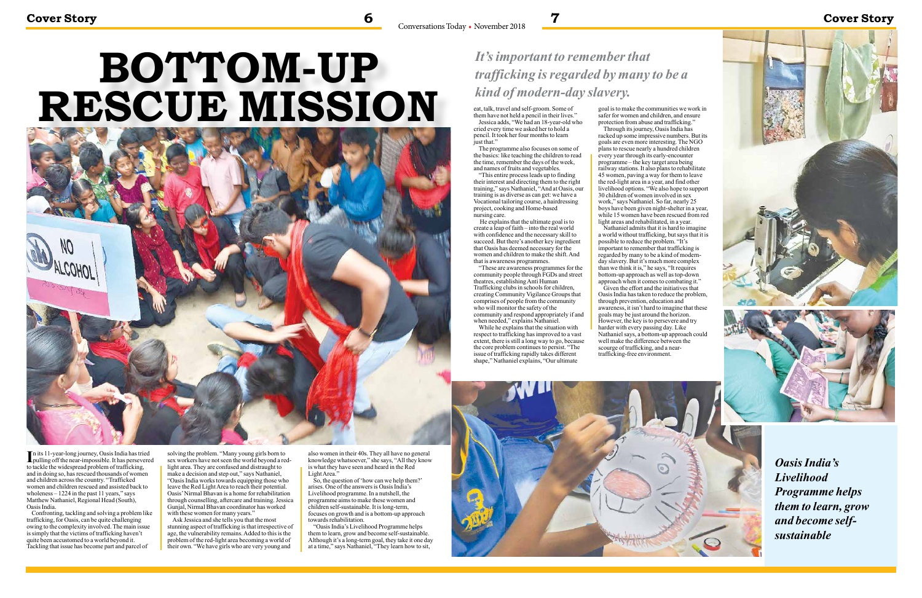# BOTTOM-UP RESCUE MISSION

In its 11-year-long journey, Oasis India has tried pulling off the near-impossible. It has persevered to tackle the widespread problem of trafficking, and in doing so, has rescued thousands of women and children across the country. "Trafficked women and children rescued and assisted back to wholeness – 1224 in the past 11 years," says Matthew Nathaniel, Regional Head (South), Oasis India.

Confronting, tackling and solving a problem like trafficking, for Oasis, can be quite challenging owing to the complexity involved. The main issue is simply that the victims of trafficking haven't quite been accustomed to a world beyond it. Tackling that issue has become part and parcel of solving the problem. "Many young girls born to sex workers have not seen the world beyond a red-light area. They are confused and distraught to make a decision and step out," says Nathaniel, "Oasis India works towards equipping those who leave the Red Light Area to reach their potential. Oasis' Nirmal Bhavan is a home for rehabilitation through counselling, aftercare and training. Jessica Gunjal, Nirmal Bhavan coordinator has worked with these women for many years."

Ask Jessica and she tells you that the most stunning aspect of trafficking is that irrespective of age, the vulnerability remains. Added to this is the problem of the red-light area becoming a world of their own. "We have girls who are very young and also women in their 40s. They all have no general knowledge whatsoever," she says, "All they know is what they have seen and heard in the Red Light Area."

So, the question of 'how can we help them?' arises. One of the answers is Oasis India's Livelihood programme. In a nutshell, the programme aims to make these women and children self-sustainable. It is long-term, focuses on growth and is a bottom-up approach towards rehabilitation.

"Oasis India's Livelihood Programme helps them to learn, grow and become self-sustainable. Although it's a long-term goal, they take it one day at a time," says Nathaniel, "They learn how to sit, eat, talk, travel and self-groom. Some of them have not held a pencil in their lives."

Jessica adds, "We had an 18-year-old who cried every time we asked her to hold a pencil. It took her four months to learn just that."

The programme also focuses on some of the basics: like teaching the children to read the time, remember the days of the week, and names of fruits and vegetables.

"This entire process leads up to finding their interest and directing them to the right training," says Nathaniel, "And at Oasis, our training is as diverse as can get: we have a Vocational tailoring course, a hairdressing project, cooking and Home-based nursing care.

He explains that the ultimate goal is to create a leap of faith – into the real world with confidence and the necessary skill to succeed. But there's another key ingredient that Oasis has deemed necessary for the women and children to make the shift. And that is awareness programmes.

"These are awareness programmes for the community people through FGDs and street theatres, establishing Anti Human Trafficking clubs in schools for children, creating Community Vigilance Groups that comprises of people from the community who will monitor the safety of the community and respond appropriately if and when needed," explains Nathaniel.

While he explains that the situation with respect to trafficking has improved to a vast extent, there is still a long way to go, because the core problem continues to persist. "The issue of trafficking rapidly takes different shape," Nathaniel explains, "Our ultimate goal is to make the communities we work in safer for women and children, and ensure protection from abuse and trafficking."

*It's important to remember that trafficking is regarded by many to be a kind of modern-day slavery.*

Through its journey, Oasis India has racked up some impressive numbers. But its goals are even more interesting. The NGO plans to rescue nearly a hundred children every year through its early-encounter programme – the key target area being railway stations. It also plans to rehabilitate 45 women, paving a way for them to leave the red-light area in a year, and find other livelihood options. "We also hope to support 30 children of women involved in sex work," says Nathaniel. So far, nearly 25 boys have been given night-shelter in a year, while 15 women have been rescued from red light areas and rehabilitated, in a year.

Nathaniel admits that it is hard to imagine a world without trafficking, but says that it is possible to reduce the problem. "It's important to remember that trafficking is regarded by many to be a kind of modern-day slavery. But it's much more complex than we think it is," he says, "It requires bottom-up approach as well as top-down approach when it comes to combating it."

Given the effort and the initiatives that Oasis India has taken to reduce the problem, through prevention, education and awareness, it isn't hard to imagine that these goals may be just around the horizon. However, the key is to persevere and try harder with every passing day. Like Nathaniel says, a bottom-up approach could well make the difference between the scourge of trafficking, and a near-trafficking-free environment.

*Oasis India's Livelihood Programme helps them to learn, grow and become self-sustainable*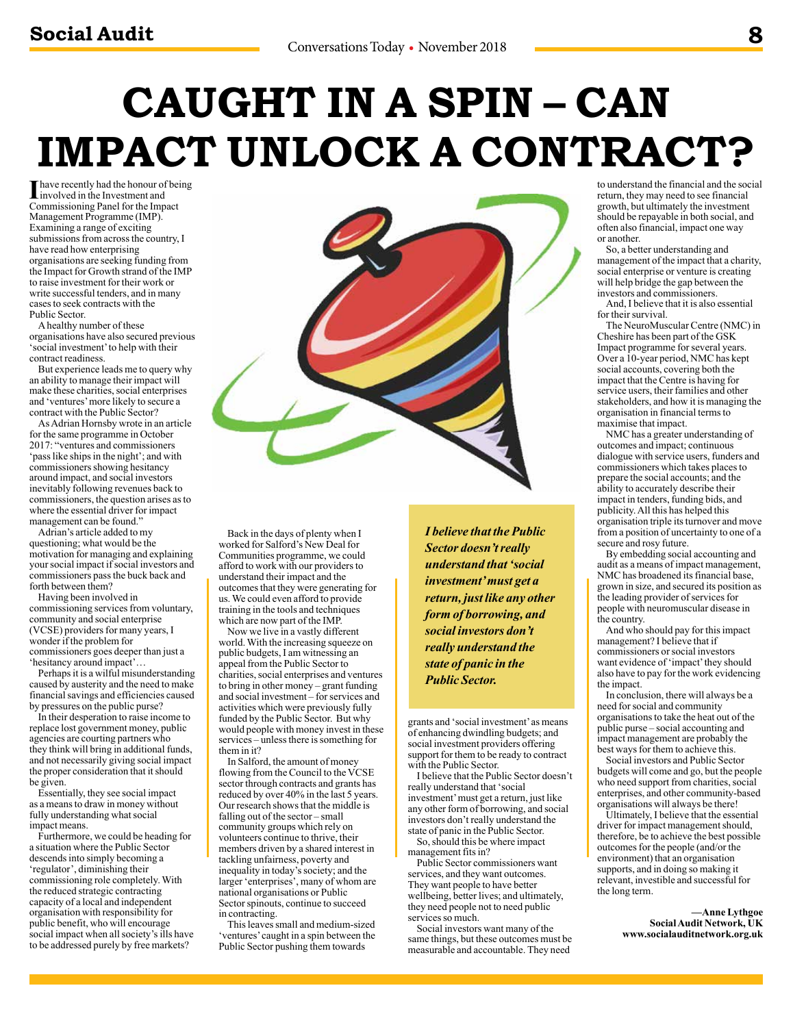# CAUGHT IN A SPIN – CAN IMPACT UNLOCK A CONTRACT?

I have recently had the honour of being involved in the Investment and Commissioning Panel for the Impact Management Programme (IMP). Examining a range of exciting submissions from across the country, I have read how enterprising organisations are seeking funding from the Impact for Growth strand of the IMP to raise investment for their work or write successful tenders, and in many cases to seek contracts with the Public Sector.

A healthy number of these organisations have also secured previous 'social investment' to help with their contract readiness.

But experience leads me to query why an ability to manage their impact will make these charities, social enterprises and 'ventures' more likely to secure a contract with the Public Sector?

As Adrian Hornsby wrote in an article for the same programme in October 2017: "ventures and commissioners 'pass like ships in the night'; and with commissioners showing hesitancy around impact, and social investors inevitably following revenues back to commissioners, the question arises as to where the essential driver for impact management can be found."

Adrian's article added to my questioning; what would be the motivation for managing and explaining your social impact if social investors and commissioners pass the buck back and forth between them?

Having been involved in commissioning services from voluntary, community and social enterprise (VCSE) providers for many years, I wonder if the problem for commissioners goes deeper than just a 'hesitancy around impact'…

Perhaps it is a wilful misunderstanding caused by austerity and the need to make financial savings and efficiencies caused by pressures on the public purse?

In their desperation to raise income to replace lost government money, public agencies are courting partners who they think will bring in additional funds, and not necessarily giving social impact the proper consideration that it should be given.

Essentially, they see social impact as a means to draw in money without fully understanding what social impact means.

Furthermore, we could be heading for a situation where the Public Sector descends into simply becoming a 'regulator', diminishing their commissioning role completely. With the reduced strategic contracting capacity of a local and independent organisation with responsibility for public benefit, who will encourage social impact when all society's ills have to be addressed purely by free markets?

Back in the days of plenty when I worked for Salford's New Deal for Communities programme, we could afford to work with our providers to understand their impact and the outcomes that they were generating for us. We could even afford to provide training in the tools and techniques which are now part of the IMP.

Now we live in a vastly different world. With the increasing squeeze on public budgets, I am witnessing an appeal from the Public Sector to charities, social enterprises and ventures to bring in other money – grant funding and social investment – for services and activities which were previously fully funded by the Public Sector. But why would people with money invest in these services – unless there is something for them in it?

In Salford, the amount of money flowing from the Council to the VCSE sector through contracts and grants has reduced by over 40% in the last 5 years. Our research shows that the middle is falling out of the sector – small community groups which rely on volunteers continue to thrive, their members driven by a shared interest in tackling unfairness, poverty and inequality in today's society; and the larger 'enterprises', many of whom are national organisations or Public Sector spinouts, continue to succeed in contracting.

This leaves small and medium-sized 'ventures' caught in a spin between the Public Sector pushing them towards grants and 'social investment' as means of enhancing dwindling budgets; and social investment providers offering support for them to be ready to contract with the Public Sector.

> ***I believe that the Public Sector doesn't really understand that 'social investment' must get a return, just like any other form of borrowing, and social investors don't really understand the state of panic in the Public Sector.***

I believe that the Public Sector doesn't really understand that 'social investment' must get a return, just like any other form of borrowing, and social investors don't really understand the state of panic in the Public Sector.

So, should this be where impact management fits in?

Public Sector commissioners want services, and they want outcomes. They want people to have better wellbeing, better lives; and ultimately, they need people not to need public services so much.

Social investors want many of the same things, but these outcomes must be measurable and accountable. They need to understand the financial and the social return, they may need to see financial growth, but ultimately the investment should be repayable in both social, and often also financial, impact one way or another.

So, a better understanding and management of the impact that a charity, social enterprise or venture is creating will help bridge the gap between the investors and commissioners.

And, I believe that it is also essential for their survival.

The NeuroMuscular Centre (NMC) in Cheshire has been part of the GSK Impact programme for several years. Over a 10-year period, NMC has kept social accounts, covering both the impact that the Centre is having for service users, their families and other stakeholders, and how it is managing the organisation in financial terms to maximise that impact.

NMC has a greater understanding of outcomes and impact; continuous dialogue with service users, funders and commissioners which takes places to prepare the social accounts; and the ability to accurately describe their impact in tenders, funding bids, and publicity. All this has helped this organisation triple its turnover and move from a position of uncertainty to one of a secure and rosy future.

By embedding social accounting and audit as a means of impact management, NMC has broadened its financial base, grown in size, and secured its position as the leading provider of services for people with neuromuscular disease in the country.

And who should pay for this impact management? I believe that if commissioners or social investors want evidence of 'impact' they should also have to pay for the work evidencing the impact.

In conclusion, there will always be a need for social and community organisations to take the heat out of the public purse – social accounting and impact management are probably the best ways for them to achieve this.

Social investors and Public Sector budgets will come and go, but the people who need support from charities, social enterprises, and other community-based organisations will always be there!

Ultimately, I believe that the essential driver for impact management should, therefore, be to achieve the best possible outcomes for the people (and/or the environment) that an organisation supports, and in doing so making it relevant, investible and successful for the long term.

**—Anne Lythgoe**
**Social Audit Network, UK**
**www.socialauditnetwork.org.uk**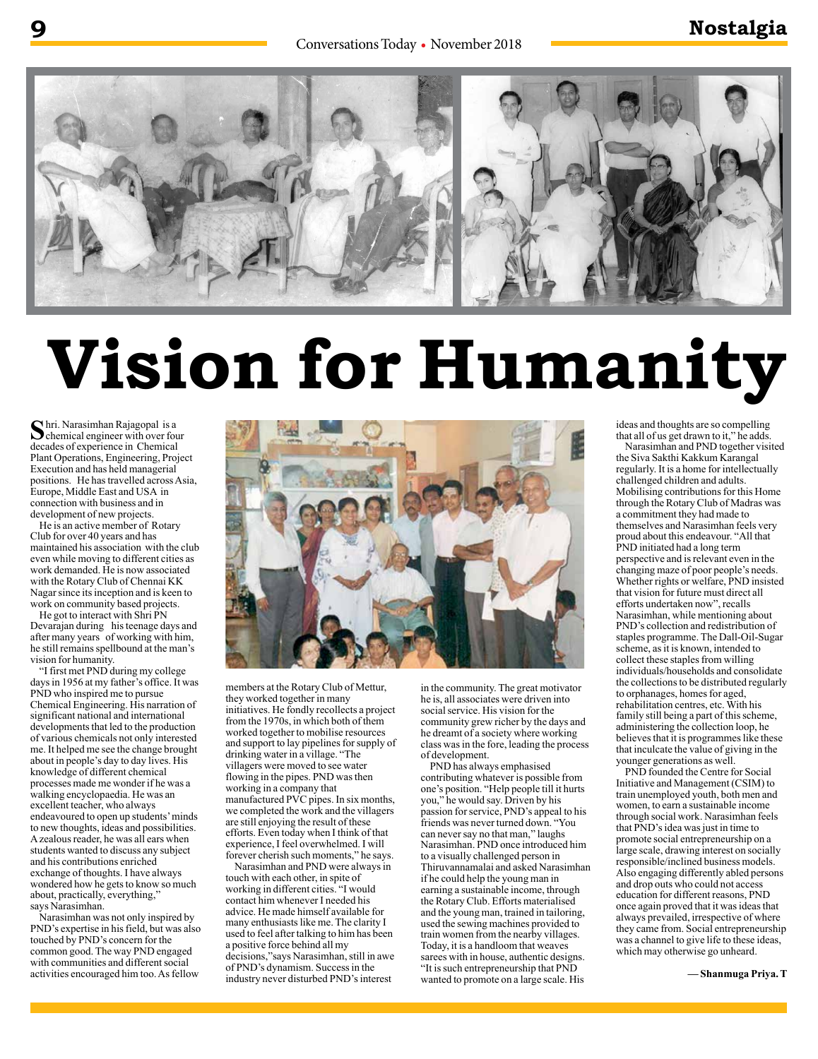# Vision for Humanity

Shri. Narasimhan Rajagopal is a chemical engineer with over four decades of experience in Chemical Plant Operations, Engineering, Project Execution and has held managerial positions. He has travelled across Asia, Europe, Middle East and USA in connection with business and in development of new projects.

He is an active member of Rotary Club for over 40 years and has maintained his association with the club even while moving to different cities as work demanded. He is now associated with the Rotary Club of Chennai KK Nagar since its inception and is keen to work on community based projects.

He got to interact with Shri PN Devarajan during his teenage days and after many years of working with him, he still remains spellbound at the man's vision for humanity.

"I first met PND during my college days in 1956 at my father's office. It was PND who inspired me to pursue Chemical Engineering. His narration of significant national and international developments that led to the production of various chemicals not only interested me. It helped me see the change brought about in people's day to day lives. His knowledge of different chemical processes made me wonder if he was a walking encyclopaedia. He was an excellent teacher, who always endeavoured to open up students' minds to new thoughts, ideas and possibilities. A zealous reader, he was all ears when students wanted to discuss any subject and his contributions enriched exchange of thoughts. I have always wondered how he gets to know so much about, practically, everything," says Narasimhan.

Narasimhan was not only inspired by PND's expertise in his field, but was also touched by PND's concern for the common good. The way PND engaged with communities and different social activities encouraged him too. As fellow members at the Rotary Club of Mettur, they worked together in many initiatives. He fondly recollects a project from the 1970s, in which both of them worked together to mobilise resources and support to lay pipelines for supply of drinking water in a village. "The villagers were moved to see water flowing in the pipes. PND was then working in a company that manufactured PVC pipes. In six months, we completed the work and the villagers are still enjoying the result of these efforts. Even today when I think of that experience, I feel overwhelmed. I will forever cherish such moments," he says.

Narasimhan and PND were always in touch with each other, in spite of working in different cities. "I would contact him whenever I needed his advice. He made himself available for many enthusiasts like me. The clarity I used to feel after talking to him has been a positive force behind all my decisions,"says Narasimhan, still in awe of PND's dynamism. Success in the industry never disturbed PND's interest in the community. The great motivator he is, all associates were driven into social service. His vision for the community grew richer by the days and he dreamt of a society where working class was in the fore, leading the process of development.

PND has always emphasised contributing whatever is possible from one's position. "Help people till it hurts you," he would say. Driven by his passion for service, PND's appeal to his friends was never turned down. "You can never say no that man," laughs Narasimhan. PND once introduced him to a visually challenged person in Thiruvannamalai and asked Narasimhan if he could help the young man in earning a sustainable income, through the Rotary Club. Efforts materialised and the young man, trained in tailoring, used the sewing machines provided to train women from the nearby villages. Today, it is a handloom that weaves sarees with in house, authentic designs. "It is such entrepreneurship that PND wanted to promote on a large scale. His ideas and thoughts are so compelling that all of us get drawn to it," he adds.

Narasimhan and PND together visited the Siva Sakthi Kakkum Karangal regularly. It is a home for intellectually challenged children and adults. Mobilising contributions for this Home through the Rotary Club of Madras was a commitment they had made to themselves and Narasimhan feels very proud about this endeavour. "All that PND initiated had a long term perspective and is relevant even in the changing maze of poor people's needs. Whether rights or welfare, PND insisted that vision for future must direct all efforts undertaken now", recalls Narasimhan, while mentioning about PND's collection and redistribution of staples programme. The Dall-Oil-Sugar scheme, as it is known, intended to collect these staples from willing individuals/households and consolidate the collections to be distributed regularly to orphanages, homes for aged, rehabilitation centres, etc. With his family still being a part of this scheme, administering the collection loop, he believes that it is programmes like these that inculcate the value of giving in the younger generations as well.

PND founded the Centre for Social Initiative and Management (CSIM) to train unemployed youth, both men and women, to earn a sustainable income through social work. Narasimhan feels that PND's idea was just in time to promote social entrepreneurship on a large scale, drawing interest on socially responsible/inclined business models. Also engaging differently abled persons and drop outs who could not access education for different reasons, PND once again proved that it was ideas that always prevailed, irrespective of where they came from. Social entrepreneurship was a channel to give life to these ideas, which may otherwise go unheard.

**— Shanmuga Priya. T**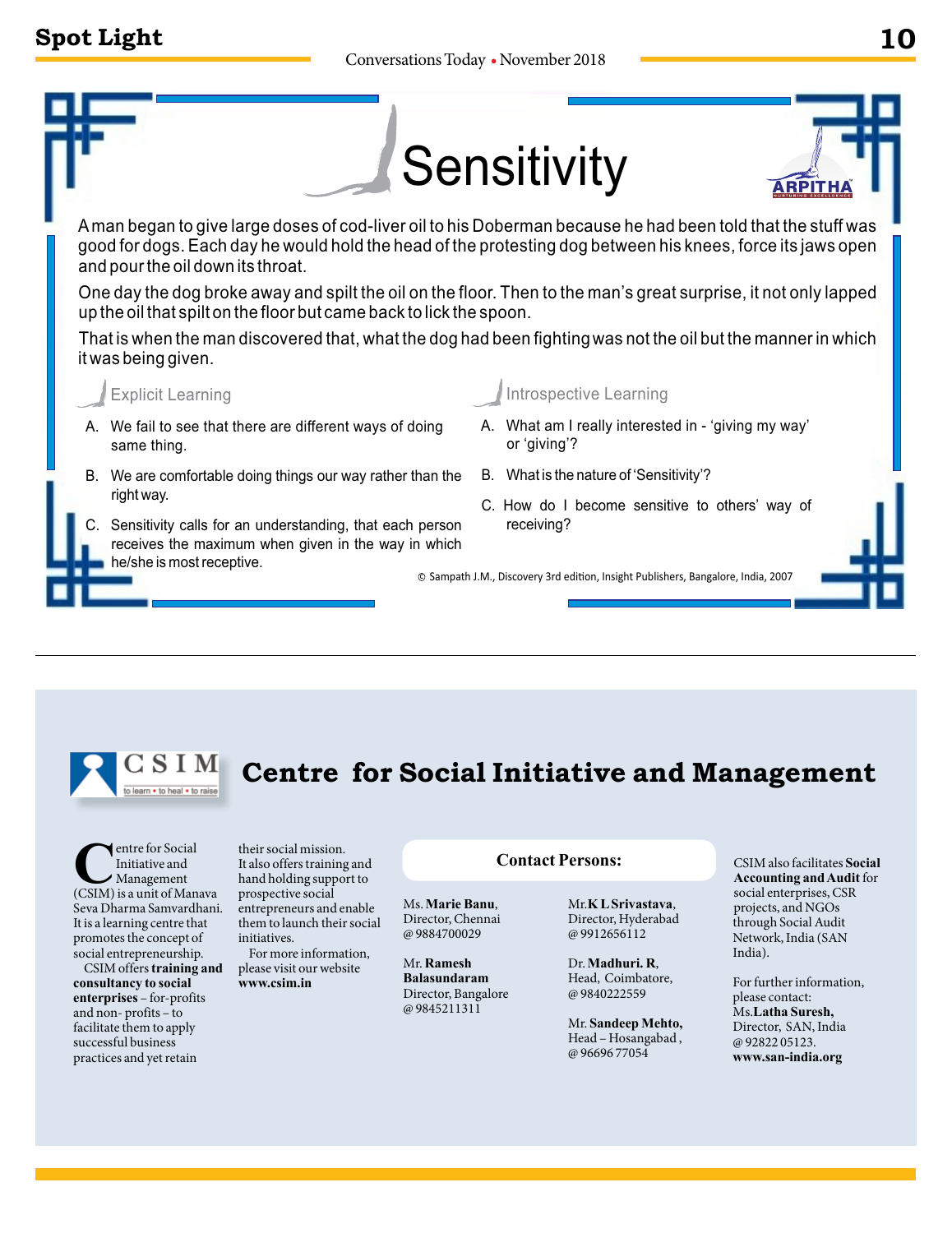# Sensitivity

A man began to give large doses of cod-liver oil to his Doberman because he had been told that the stuff was good for dogs. Each day he would hold the head of the protesting dog between his knees, force its jaws open and pour the oil down its throat.

One day the dog broke away and spilt the oil on the floor. Then to the man's great surprise, it not only lapped up the oil that spilt on the floor but came back to lick the spoon.

That is when the man discovered that, what the dog had been fighting was not the oil but the manner in which it was being given.

### Explicit Learning

A. We fail to see that there are different ways of doing same thing.

B. We are comfortable doing things our way rather than the right way.

C. Sensitivity calls for an understanding, that each person receives the maximum when given in the way in which he/she is most receptive.

### Introspective Learning

A. What am I really interested in - 'giving my way' or 'giving'?

B. What is the nature of 'Sensitivity'?

C. How do I become sensitive to others' way of receiving?

© Sampath J.M., Discovery 3rd edition, Insight Publishers, Bangalore, India, 2007

---

CSIM to learn • to heal • to raise

## Centre for Social Initiative and Management

Centre for Social Initiative and Management (CSIM) is a unit of Manava Seva Dharma Samvardhani. It is a learning centre that promotes the concept of social entrepreneurship.

CSIM offers **training and consultancy to social enterprises** – for-profits and non- profits – to facilitate them to apply successful business practices and yet retain their social mission.

It also offers training and hand holding support to prospective social entrepreneurs and enable them to launch their social initiatives.

For more information, please visit our website **www.csim.in**

**Contact Persons:**

Ms. **Marie Banu**, Director, Chennai @ 9884700029

Mr. **Ramesh Balasundaram** Director, Bangalore @ 9845211311

Mr.**K L Srivastava**, Director, Hyderabad @ 9912656112

Dr. **Madhuri. R**, Head, Coimbatore, @ 9840222559

Mr. **Sandeep Mehto**, Head – Hosangabad , @ 96696 77054

CSIM also facilitates **Social Accounting and Audit** for social enterprises, CSR projects, and NGOs through Social Audit Network, India (SAN India).

For further information, please contact: Ms.**Latha Suresh,** Director, SAN, India @ 92822 05123. **www.san-india.org**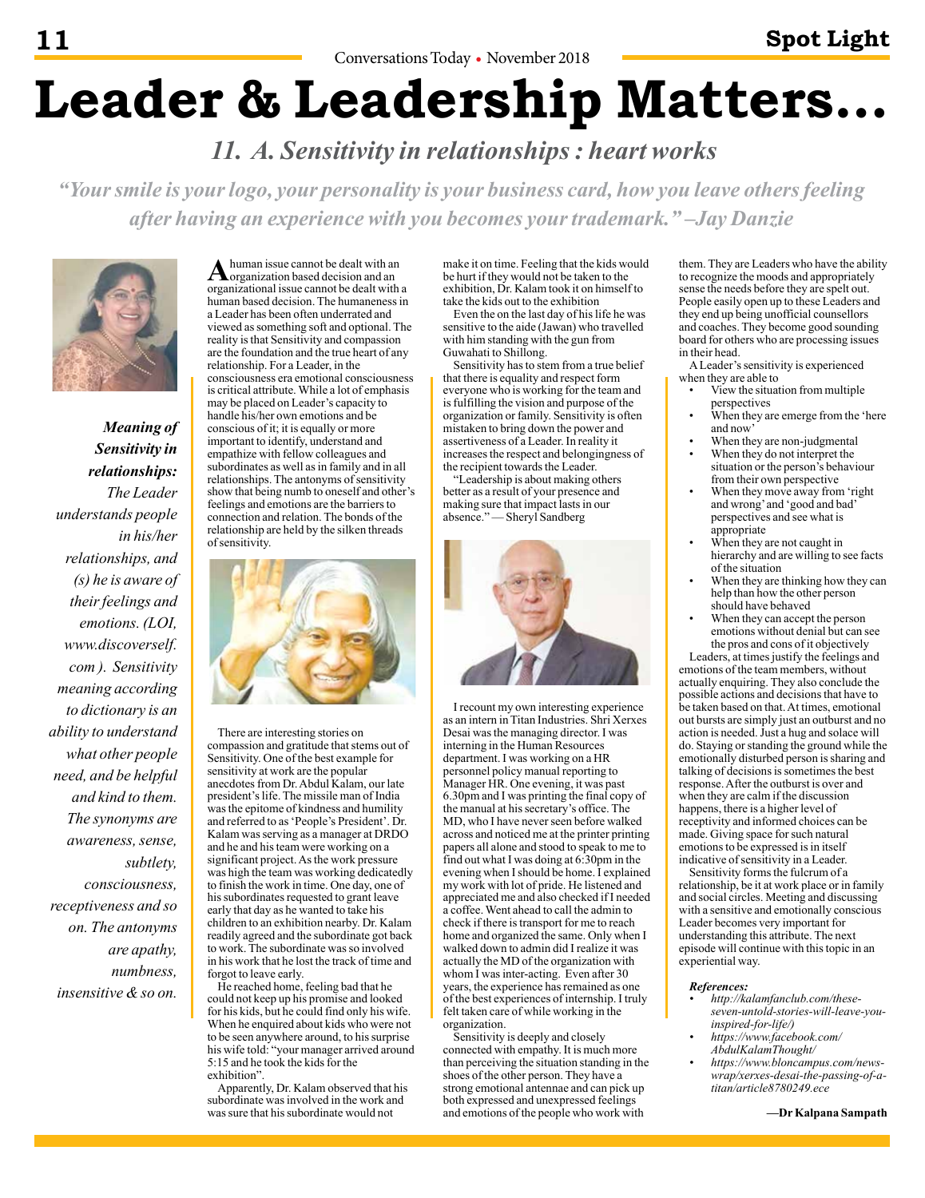# Leader & Leadership Matters...

## 11. A. Sensitivity in relationships : heart works

*"Your smile is your logo, your personality is your business card, how you leave others feeling after having an experience with you becomes your trademark." –Jay Danzie*

***Meaning of Sensitivity in relationships:*** *The Leader understands people in his/her relationships, and (s) he is aware of their feelings and emotions. (LOI, www.discoverself.com ). Sensitivity meaning according to dictionary is an ability to understand what other people need, and be helpful and kind to them. The synonyms are awareness, sense, subtlety, consciousness, receptiveness and so on. The antonyms are apathy, numbness, insensitive & so on.*

A human issue cannot be dealt with an organization based decision and an organizational issue cannot be dealt with a human based decision. The humaneness in a Leader has been often underrated and viewed as something soft and optional. The reality is that Sensitivity and compassion are the foundation and the true heart of any relationship. For a Leader, in the consciousness era emotional consciousness is critical attribute. While a lot of emphasis may be placed on Leader's capacity to handle his/her own emotions and be conscious of it; it is equally or more important to identify, understand and empathize with fellow colleagues and subordinates as well as in family and in all relationships. The antonyms of sensitivity show that being numb to oneself and other's feelings and emotions are the barriers to connection and relation. The bonds of the relationship are held by the silken threads of sensitivity.

There are interesting stories on compassion and gratitude that stems out of Sensitivity. One of the best example for sensitivity at work are the popular anecdotes from Dr. Abdul Kalam, our late president's life. The missile man of India was the epitome of kindness and humility and referred to as 'People's President'. Dr. Kalam was serving as a manager at DRDO and he and his team were working on a significant project. As the work pressure was high the team was working dedicatedly to finish the work in time. One day, one of his subordinates requested to grant leave early that day as he wanted to take his children to an exhibition nearby. Dr. Kalam readily agreed and the subordinate got back to work. The subordinate was so involved in his work that he lost the track of time and forgot to leave early.

He reached home, feeling bad that he could not keep up his promise and looked for his kids, but he could find only his wife. When he enquired about kids who were not to be seen anywhere around, to his surprise his wife told: "your manager arrived around 5:15 and he took the kids for the exhibition".

Apparently, Dr. Kalam observed that his subordinate was involved in the work and was sure that his subordinate would not make it on time. Feeling that the kids would be hurt if they would not be taken to the exhibition, Dr. Kalam took it on himself to take the kids out to the exhibition

Even the on the last day of his life he was sensitive to the aide (Jawan) who travelled with him standing with the gun from Guwahati to Shillong.

Sensitivity has to stem from a true belief that there is equality and respect form everyone who is working for the team and is fulfilling the vision and purpose of the organization or family. Sensitivity is often mistaken to bring down the power and assertiveness of a Leader. In reality it increases the respect and belongingness of the recipient towards the Leader.

"Leadership is about making others better as a result of your presence and making sure that impact lasts in our absence." — Sheryl Sandberg

I recount my own interesting experience as an intern in Titan Industries. Shri Xerxes Desai was the managing director. I was interning in the Human Resources department. I was working on a HR personnel policy manual reporting to Manager HR. One evening, it was past 6.30pm and I was printing the final copy of the manual at his secretary's office. The MD, who I have never seen before walked across and noticed me at the printer printing papers all alone and stood to speak to me to find out what I was doing at 6:30pm in the evening when I should be home. I explained my work with lot of pride. He listened and appreciated me and also checked if I needed a coffee. Went ahead to call the admin to check if there is transport for me to reach home and organized the same. Only when I walked down to admin did I realize it was actually the MD of the organization with whom I was inter-acting. Even after 30 years, the experience has remained as one of the best experiences of internship. I truly felt taken care of while working in the organization.

Sensitivity is deeply and closely connected with empathy. It is much more than perceiving the situation standing in the shoes of the other person. They have a strong emotional antennae and can pick up both expressed and unexpressed feelings and emotions of the people who work with them. They are Leaders who have the ability to recognize the moods and appropriately sense the needs before they are spelt out. People easily open up to these Leaders and they end up being unofficial counsellors and coaches. They become good sounding board for others who are processing issues in their head.

A Leader's sensitivity is experienced when they are able to

- View the situation from multiple perspectives
- When they are emerge from the 'here and now'
- When they are non-judgmental
- When they do not interpret the situation or the person's behaviour from their own perspective
- When they move away from 'right and wrong' and 'good and bad' perspectives and see what is appropriate
- When they are not caught in hierarchy and are willing to see facts of the situation
- When they are thinking how they can help than how the other person should have behaved
- When they can accept the person emotions without denial but can see the pros and cons of it objectively

Leaders, at times justify the feelings and emotions of the team members, without actually enquiring. They also conclude the possible actions and decisions that have to be taken based on that. At times, emotional out bursts are simply just an outburst and no action is needed. Just a hug and solace will do. Staying or standing the ground while the emotionally disturbed person is sharing and talking of decisions is sometimes the best response. After the outburst is over and when they are calm if the discussion happens, there is a higher level of receptivity and informed choices can be made. Giving space for such natural emotions to be expressed is in itself indicative of sensitivity in a Leader.

Sensitivity forms the fulcrum of a relationship, be it at work place or in family and social circles. Meeting and discussing with a sensitive and emotionally conscious Leader becomes very important for understanding this attribute. The next episode will continue with this topic in an experiential way.

***References:***

- *http://kalamfanclub.com/these-seven-untold-stories-will-leave-you-inspired-for-life/)*
- *https://www.facebook.com/AbdulKalamThought/*
- *https://www.bloncampus.com/news-wrap/xerxes-desai-the-passing-of-a-titan/article8780249.ece*

**—Dr Kalpana Sampath**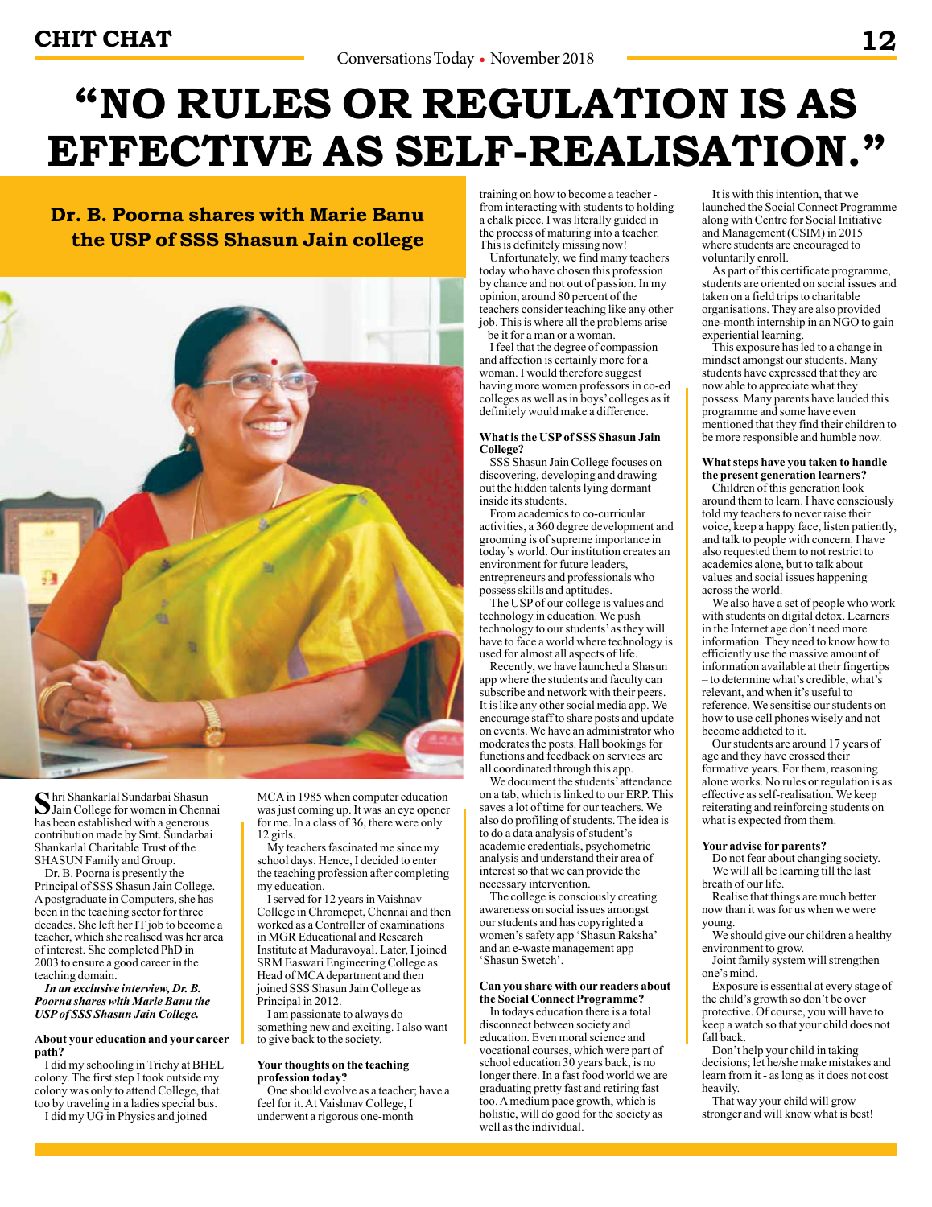# "NO RULES OR REGULATION IS AS EFFECTIVE AS SELF-REALISATION."

## Dr. B. Poorna shares with Marie Banu the USP of SSS Shasun Jain college

Shri Shankarlal Sundarbai Shasun Jain College for women in Chennai has been established with a generous contribution made by Smt. Sundarbai Shankarlal Charitable Trust of the SHASUN Family and Group.

Dr. B. Poorna is presently the Principal of SSS Shasun Jain College. A postgraduate in Computers, she has been in the teaching sector for three decades. She left her IT job to become a teacher, which she realised was her area of interest. She completed PhD in 2003 to ensure a good career in the teaching domain.

***In an exclusive interview, Dr. B. Poorna shares with Marie Banu the USP of SSS Shasun Jain College.***

**About your education and your career path?**

I did my schooling in Trichy at BHEL colony. The first step I took outside my colony was only to attend College, that too by traveling in a ladies special bus.

I did my UG in Physics and joined MCA in 1985 when computer education was just coming up. It was an eye opener for me. In a class of 36, there were only 12 girls.

My teachers fascinated me since my school days. Hence, I decided to enter the teaching profession after completing my education.

I served for 12 years in Vaishnav College in Chromepet, Chennai and then worked as a Controller of examinations in MGR Educational and Research Institute at Maduravoyal. Later, I joined SRM Easwari Engineering College as Head of MCA department and then joined SSS Shasun Jain College as Principal in 2012.

I am passionate to always do something new and exciting. I also want to give back to the society.

**Your thoughts on the teaching profession today?**

One should evolve as a teacher; have a feel for it. At Vaishnav College, I underwent a rigorous one-month training on how to become a teacher - from interacting with students to holding a chalk piece. I was literally guided in the process of maturing into a teacher. This is definitely missing now!

Unfortunately, we find many teachers today who have chosen this profession by chance and not out of passion. In my opinion, around 80 percent of the teachers consider teaching like any other job. This is where all the problems arise – be it for a man or a woman.

I feel that the degree of compassion and affection is certainly more for a woman. I would therefore suggest having more women professors in co-ed colleges as well as in boys' colleges as it definitely would make a difference.

**What is the USP of SSS Shasun Jain College?**

SSS Shasun Jain College focuses on discovering, developing and drawing out the hidden talents lying dormant inside its students.

From academics to co-curricular activities, a 360 degree development and grooming is of supreme importance in today's world. Our institution creates an environment for future leaders, entrepreneurs and professionals who possess skills and aptitudes.

The USP of our college is values and technology in education. We push technology to our students' as they will have to face a world where technology is used for almost all aspects of life.

Recently, we have launched a Shasun app where the students and faculty can subscribe and network with their peers. It is like any other social media app. We encourage staff to share posts and update on events. We have an administrator who moderates the posts. Hall bookings for functions and feedback on services are all coordinated through this app.

We document the students' attendance on a tab, which is linked to our ERP. This saves a lot of time for our teachers. We also do profiling of students. The idea is to do a data analysis of student's academic credentials, psychometric analysis and understand their area of interest so that we can provide the necessary intervention.

The college is consciously creating awareness on social issues amongst our students and has copyrighted a women's safety app 'Shasun Raksha' and an e-waste management app 'Shasun Swetch'.

**Can you share with our readers about the Social Connect Programme?**

In todays education there is a total disconnect between society and education. Even moral science and vocational courses, which were part of school education 30 years back, is no longer there. In a fast food world we are graduating pretty fast and retiring fast too. A medium pace growth, which is holistic, will do good for the society as well as the individual.

It is with this intention, that we launched the Social Connect Programme along with Centre for Social Initiative and Management (CSIM) in 2015 where students are encouraged to voluntarily enroll.

As part of this certificate programme, students are oriented on social issues and taken on a field trips to charitable organisations. They are also provided one-month internship in an NGO to gain experiential learning.

This exposure has led to a change in mindset amongst our students. Many students have expressed that they are now able to appreciate what they possess. Many parents have lauded this programme and some have even mentioned that they find their children to be more responsible and humble now.

**What steps have you taken to handle the present generation learners?**

Children of this generation look around them to learn. I have consciously told my teachers to never raise their voice, keep a happy face, listen patiently, and talk to people with concern. I have also requested them to not restrict to academics alone, but to talk about values and social issues happening across the world.

We also have a set of people who work with students on digital detox. Learners in the Internet age don't need more information. They need to know how to efficiently use the massive amount of information available at their fingertips – to determine what's credible, what's relevant, and when it's useful to reference. We sensitise our students on how to use cell phones wisely and not become addicted to it.

Our students are around 17 years of age and they have crossed their formative years. For them, reasoning alone works. No rules or regulation is as effective as self-realisation. We keep reiterating and reinforcing students on what is expected from them.

**Your advise for parents?**

Do not fear about changing society.

We will all be learning till the last breath of our life.

Realise that things are much better now than it was for us when we were young.

We should give our children a healthy environment to grow.

Joint family system will strengthen one's mind.

Exposure is essential at every stage of the child's growth so don't be over protective. Of course, you will have to keep a watch so that your child does not fall back.

Don't help your child in taking decisions; let he/she make mistakes and learn from it - as long as it does not cost heavily.

That way your child will grow stronger and will know what is best!